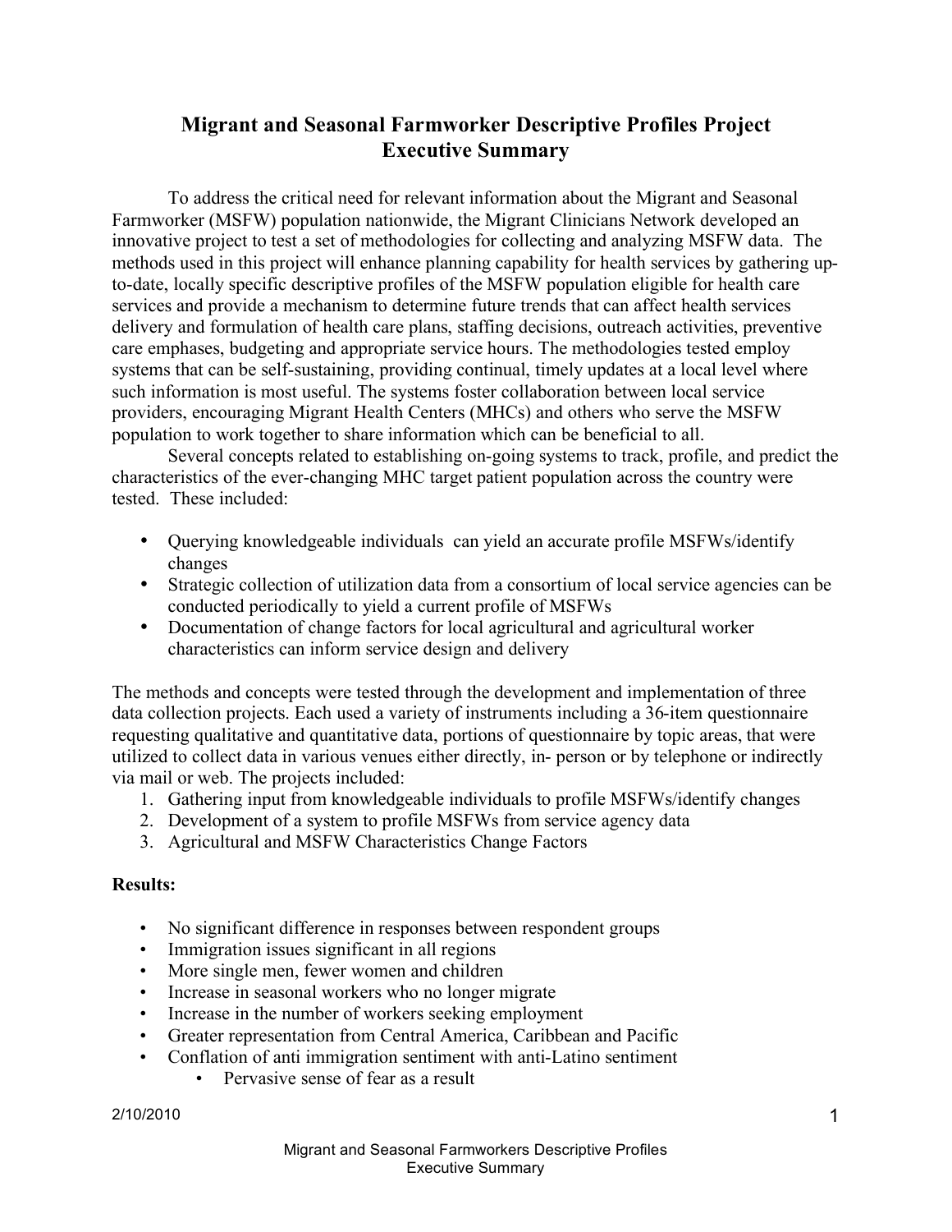# Migrant and Seasonal Farmworker Descriptive Profiles Project
## Executive Summary

To address the critical need for relevant information about the Migrant and Seasonal Farmworker (MSFW) population nationwide, the Migrant Clinicians Network developed an innovative project to test a set of methodologies for collecting and analyzing MSFW data. The methods used in this project will enhance planning capability for health services by gathering up-to-date, locally specific descriptive profiles of the MSFW population eligible for health care services and provide a mechanism to determine future trends that can affect health services delivery and formulation of health care plans, staffing decisions, outreach activities, preventive care emphases, budgeting and appropriate service hours. The methodologies tested employ systems that can be self-sustaining, providing continual, timely updates at a local level where such information is most useful. The systems foster collaboration between local service providers, encouraging Migrant Health Centers (MHCs) and others who serve the MSFW population to work together to share information which can be beneficial to all.

Several concepts related to establishing on-going systems to track, profile, and predict the characteristics of the ever-changing MHC target patient population across the country were tested. These included:

- Querying knowledgeable individuals can yield an accurate profile MSFWs/identify changes
- Strategic collection of utilization data from a consortium of local service agencies can be conducted periodically to yield a current profile of MSFWs
- Documentation of change factors for local agricultural and agricultural worker characteristics can inform service design and delivery

The methods and concepts were tested through the development and implementation of three data collection projects. Each used a variety of instruments including a 36-item questionnaire requesting qualitative and quantitative data, portions of questionnaire by topic areas, that were utilized to collect data in various venues either directly, in- person or by telephone or indirectly via mail or web. The projects included:

1. Gathering input from knowledgeable individuals to profile MSFWs/identify changes
2. Development of a system to profile MSFWs from service agency data
3. Agricultural and MSFW Characteristics Change Factors

**Results:**

- No significant difference in responses between respondent groups
- Immigration issues significant in all regions
- More single men, fewer women and children
- Increase in seasonal workers who no longer migrate
- Increase in the number of workers seeking employment
- Greater representation from Central America, Caribbean and Pacific
- Conflation of anti immigration sentiment with anti-Latino sentiment
  - Pervasive sense of fear as a result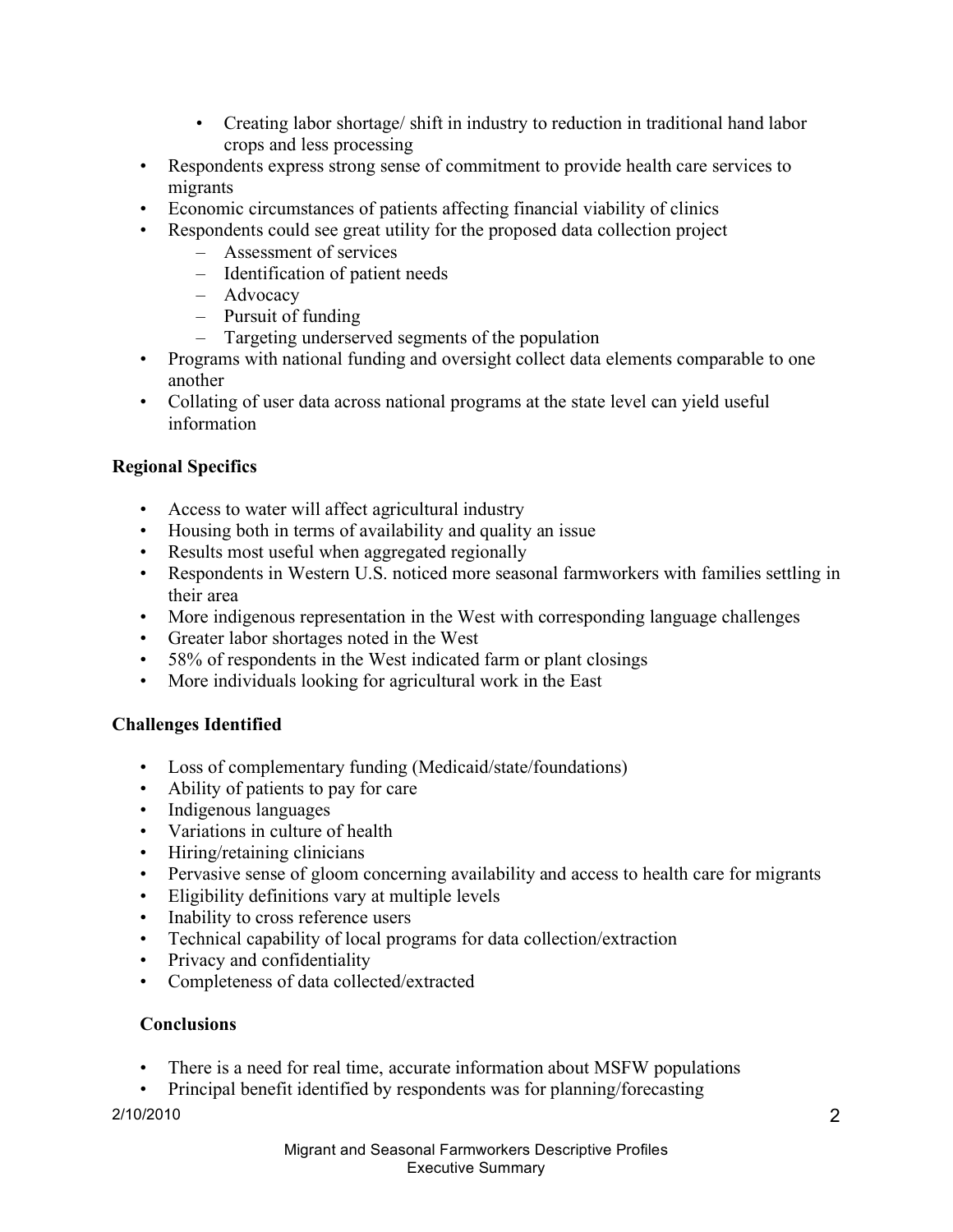- Creating labor shortage/ shift in industry to reduction in traditional hand labor crops and less processing
- Respondents express strong sense of commitment to provide health care services to migrants
- Economic circumstances of patients affecting financial viability of clinics
- Respondents could see great utility for the proposed data collection project
  - Assessment of services
  - Identification of patient needs
  - Advocacy
  - Pursuit of funding
  - Targeting underserved segments of the population
- Programs with national funding and oversight collect data elements comparable to one another
- Collating of user data across national programs at the state level can yield useful information

**Regional Specifics**

- Access to water will affect agricultural industry
- Housing both in terms of availability and quality an issue
- Results most useful when aggregated regionally
- Respondents in Western U.S. noticed more seasonal farmworkers with families settling in their area
- More indigenous representation in the West with corresponding language challenges
- Greater labor shortages noted in the West
- 58% of respondents in the West indicated farm or plant closings
- More individuals looking for agricultural work in the East

**Challenges Identified**

- Loss of complementary funding (Medicaid/state/foundations)
- Ability of patients to pay for care
- Indigenous languages
- Variations in culture of health
- Hiring/retaining clinicians
- Pervasive sense of gloom concerning availability and access to health care for migrants
- Eligibility definitions vary at multiple levels
- Inability to cross reference users
- Technical capability of local programs for data collection/extraction
- Privacy and confidentiality
- Completeness of data collected/extracted

**Conclusions**

- There is a need for real time, accurate information about MSFW populations
- Principal benefit identified by respondents was for planning/forecasting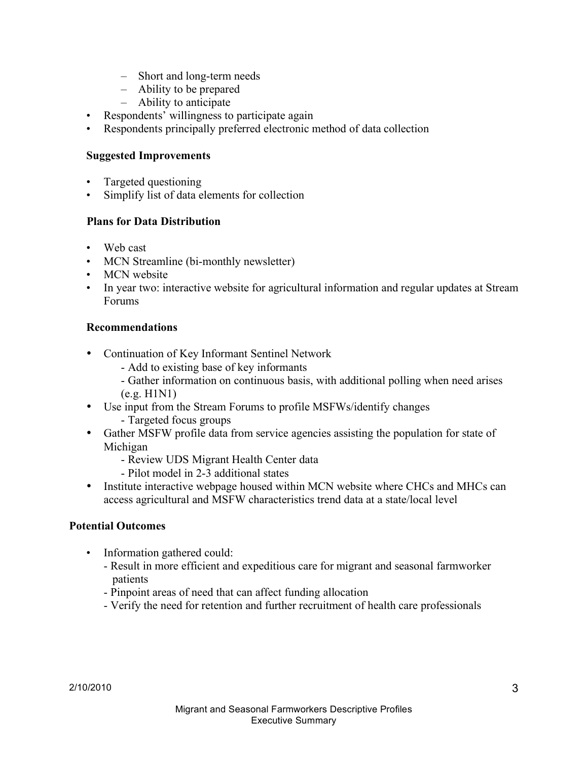- Short and long-term needs
  - Ability to be prepared
  - Ability to anticipate
- Respondents' willingness to participate again
- Respondents principally preferred electronic method of data collection

**Suggested Improvements**

- Targeted questioning
- Simplify list of data elements for collection

**Plans for Data Distribution**

- Web cast
- MCN Streamline (bi-monthly newsletter)
- MCN website
- In year two: interactive website for agricultural information and regular updates at Stream Forums

**Recommendations**

- Continuation of Key Informant Sentinel Network
  - Add to existing base of key informants
  - Gather information on continuous basis, with additional polling when need arises (e.g. H1N1)
- Use input from the Stream Forums to profile MSFWs/identify changes
  - Targeted focus groups
- Gather MSFW profile data from service agencies assisting the population for state of Michigan
  - Review UDS Migrant Health Center data
  - Pilot model in 2-3 additional states
- Institute interactive webpage housed within MCN website where CHCs and MHCs can access agricultural and MSFW characteristics trend data at a state/local level

**Potential Outcomes**

- Information gathered could:
  - Result in more efficient and expeditious care for migrant and seasonal farmworker patients
  - Pinpoint areas of need that can affect funding allocation
  - Verify the need for retention and further recruitment of health care professionals